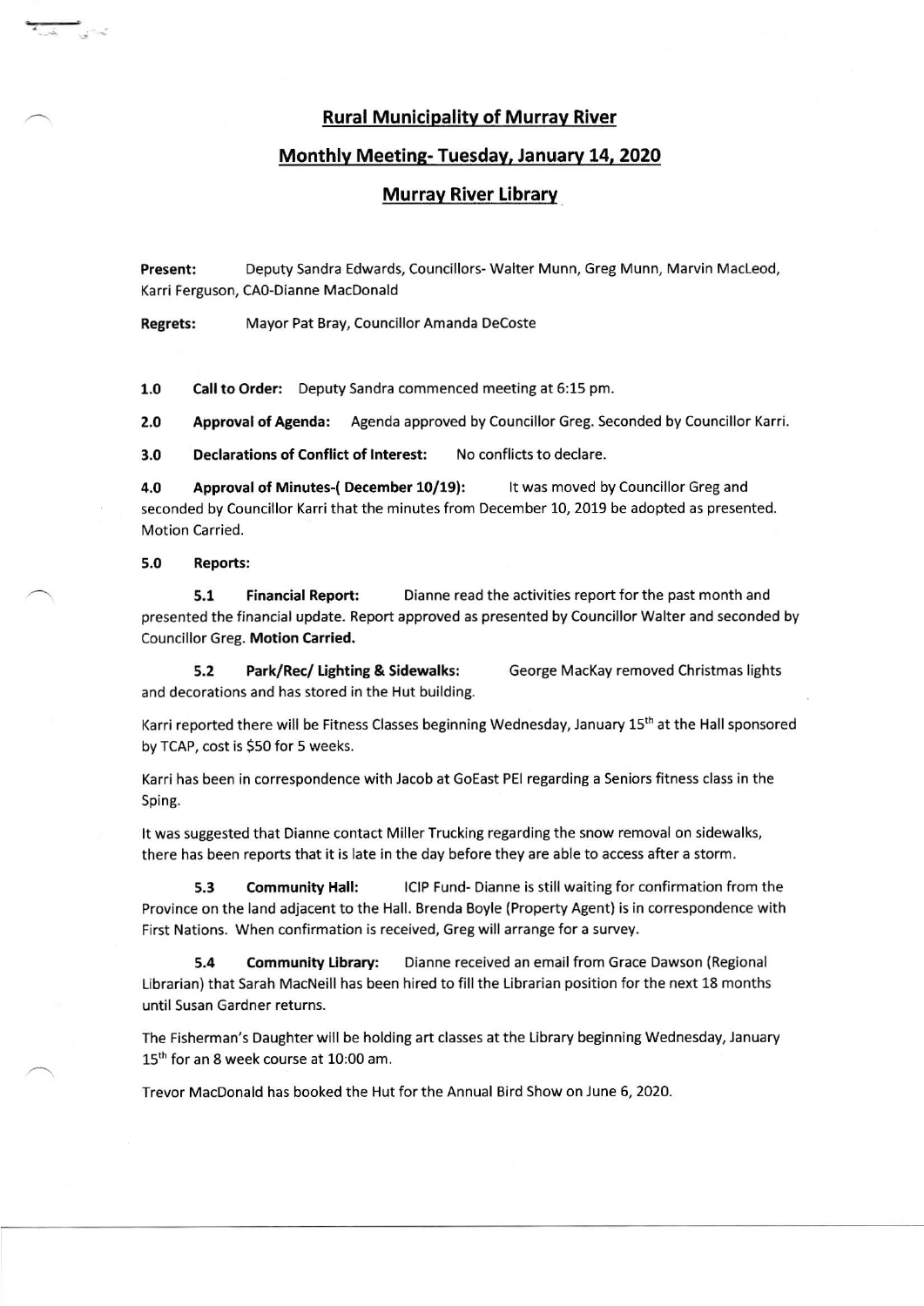# Rural Municipality of Murray River

## Monthly Meeting- Tuesday, January 14, 2020

## Murray River Library

**Present:** Deputy Sandra Edwards, Councillors- Walter Munn, Greg Munn, Marvin MacLeod, Karri Ferguson, CAO-Dianne MacDonald

**Regrets:** Mayor Pat Bray, Councillor Amanda DeCoste

**1.0 Call to Order:** Deputy Sandra commenced meeting at 6:15 pm.

**2.0 Approval of Agenda:** Agenda approved by Councillor Greg. Seconded by Councillor Karri.

**3.0 Declarations of Conflict of Interest:** No conflicts to declare.

**4.0 Approval of Minutes-( December 10/19):** It was moved by Councillor Greg and seconded by Councillor Karri that the minutes from December 10, 2019 be adopted as presented. Motion Carried.

**5.0 Reports:**

**5.1 Financial Report:** Dianne read the activities report for the past month and presented the financial update. Report approved as presented by Councillor Walter and seconded by Councillor Greg. **Motion Carried.**

**5.2 Park/Rec/ Lighting & Sidewalks:** George MacKay removed Christmas lights and decorations and has stored in the Hut building.

Karri reported there will be Fitness Classes beginning Wednesday, January 15th at the Hall sponsored by TCAP, cost is $50 for 5 weeks.

Karri has been in correspondence with Jacob at GoEast PEI regarding a Seniors fitness class in the Sping.

It was suggested that Dianne contact Miller Trucking regarding the snow removal on sidewalks, there has been reports that it is late in the day before they are able to access after a storm.

**5.3 Community Hall:** ICIP Fund- Dianne is still waiting for confirmation from the Province on the land adjacent to the Hall. Brenda Boyle (Property Agent) is in correspondence with First Nations. When confirmation is received, Greg will arrange for a survey.

**5.4 Community Library:** Dianne received an email from Grace Dawson (Regional Librarian) that Sarah MacNeill has been hired to fill the Librarian position for the next 18 months until Susan Gardner returns.

The Fisherman's Daughter will be holding art classes at the Library beginning Wednesday, January 15th for an 8 week course at 10:00 am.

Trevor MacDonald has booked the Hut for the Annual Bird Show on June 6, 2020.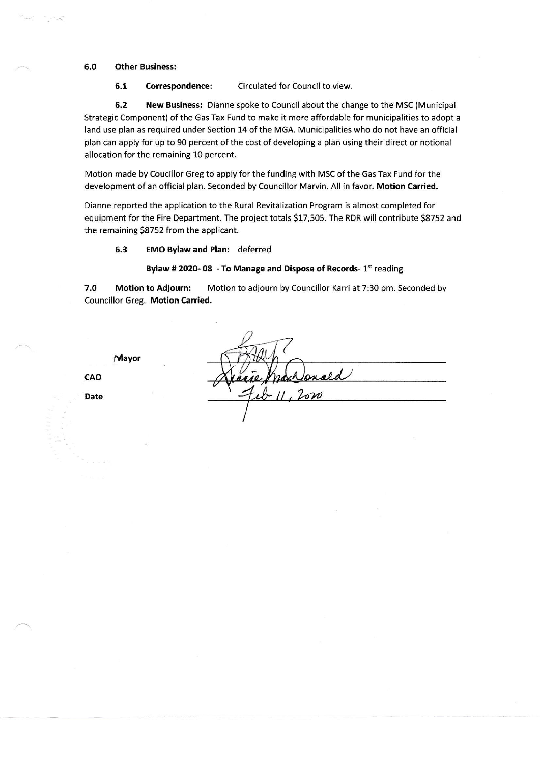**6.0 Other Business:**

**6.1 Correspondence:** Circulated for Council to view.

**6.2 New Business:** Dianne spoke to Council about the change to the MSC (Municipal Strategic Component) of the Gas Tax Fund to make it more affordable for municipalities to adopt a land use plan as required under Section 14 of the MGA. Municipalities who do not have an official plan can apply for up to 90 percent of the cost of developing a plan using their direct or notional allocation for the remaining 10 percent.

Motion made by Coucillor Greg to apply for the funding with MSC of the Gas Tax Fund for the development of an official plan. Seconded by Councillor Marvin. All in favor. **Motion Carried.**

Dianne reported the application to the Rural Revitalization Program is almost completed for equipment for the Fire Department. The project totals $17,505. The RDR will contribute $8752 and the remaining $8752 from the applicant.

**6.3 EMO Bylaw and Plan:** deferred

**Bylaw # 2020- 08 - To Manage and Dispose of Records**- 1st reading

**7.0 Motion to Adjourn:** Motion to adjourn by Councillor Karri at 7:30 pm. Seconded by Councillor Greg. **Motion Carried.**

**Mayor** ____________________

**CAO** Dianne MacDonald

**Date** Feb 11, 2020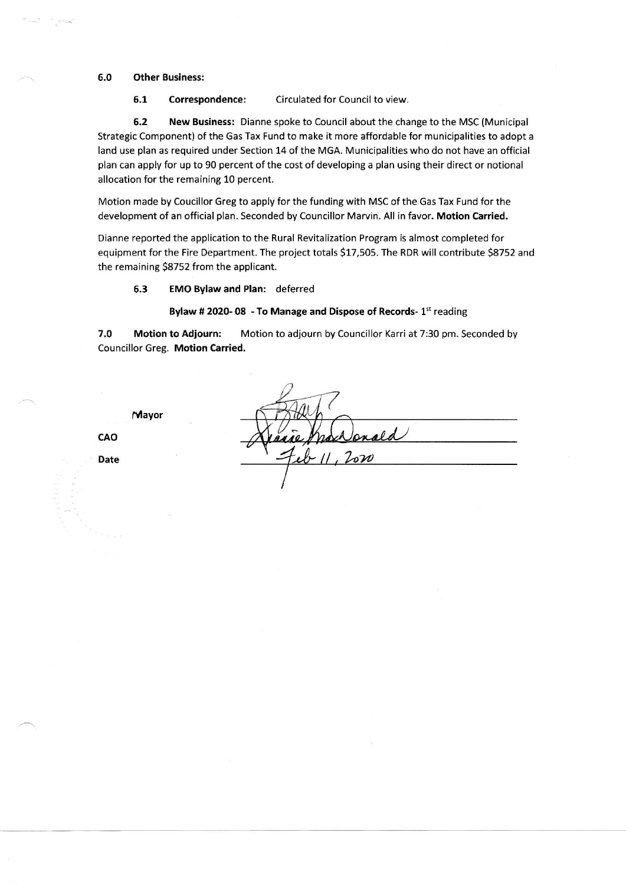**6.0 Other Business:**

**6.1 Correspondence:** Circulated for Council to view.

**6.2 New Business:** Dianne spoke to Council about the change to the MSC (Municipal Strategic Component) of the Gas Tax Fund to make it more affordable for municipalities to adopt a land use plan as required under Section 14 of the MGA. Municipalities who do not have an official plan can apply for up to 90 percent of the cost of developing a plan using their direct or notional allocation for the remaining 10 percent.

Motion made by Coucillor Greg to apply for the funding with MSC of the Gas Tax Fund for the development of an official plan. Seconded by Councillor Marvin. All in favor. **Motion Carried.**

Dianne reported the application to the Rural Revitalization Program is almost completed for equipment for the Fire Department. The project totals $17,505. The RDR will contribute $8752 and the remaining $8752 from the applicant.

**6.3 EMO Bylaw and Plan:** deferred

**Bylaw # 2020- 08 - To Manage and Dispose of Records-** 1st reading

**7.0 Motion to Adjourn:** Motion to adjourn by Councillor Karri at 7:30 pm. Seconded by Councillor Greg. **Motion Carried.**

**Mayor** ____________________

**CAO** Dianne MacDonald

**Date** Feb 11, 2020